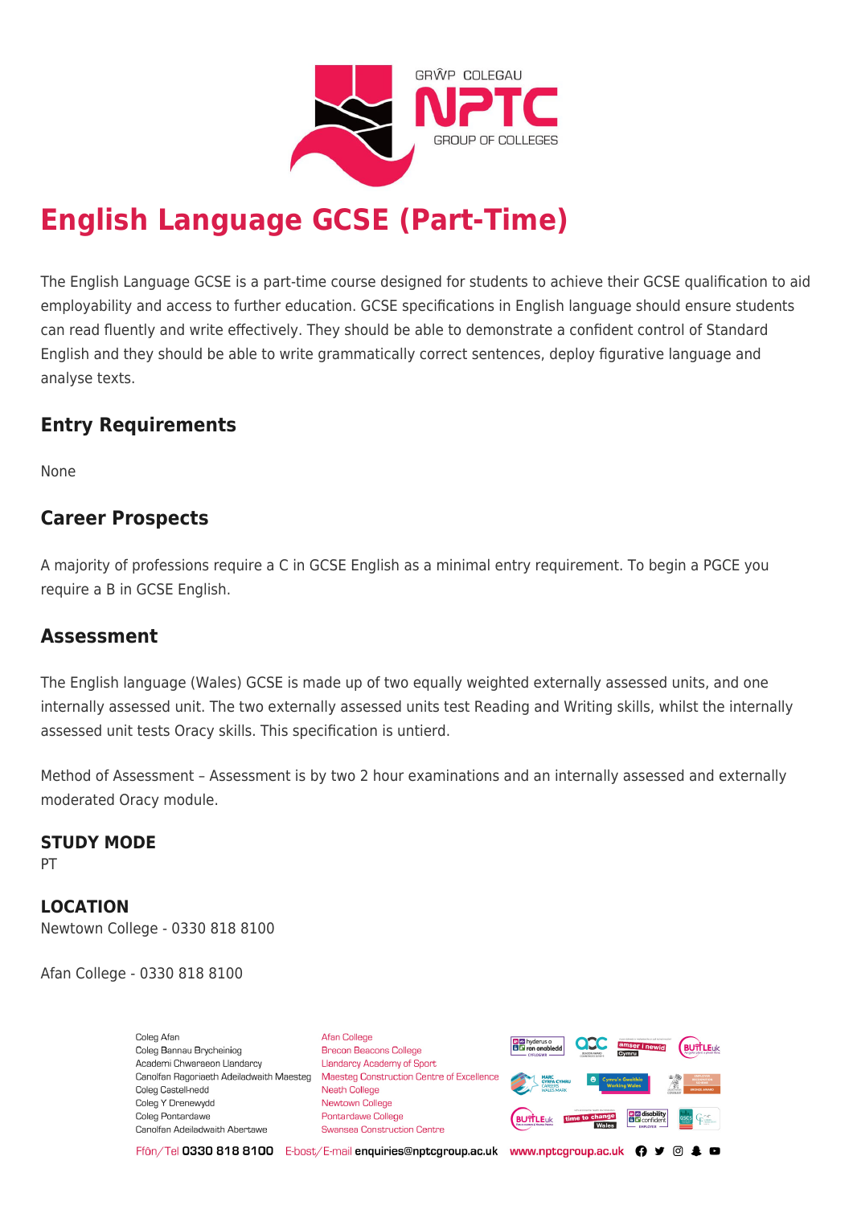# English Language GCSE (Part-Time)

The English Language GCSE is a part-time course designed for students to achieve their GCSE qualification to aid employability and access to further education. GCSE specifications in English language should ensure students can read fluently and write effectively. They should be able to demonstrate a confident control of Standard English and they should be able to write grammatically correct sentences, deploy figurative language and analyse texts.

## Entry Requirements

None

## Career Prospects

A majority of professions require a C in GCSE English as a minimal entry requirement. To begin a PGCE you require a B in GCSE English.

## Assessment

The English language (Wales) GCSE is made up of two equally weighted externally assessed units, and one internally assessed unit. The two externally assessed units test Reading and Writing skills, whilst the internally assessed unit tests Oracy skills. This specification is untierd.

Method of Assessment – Assessment is by two 2 hour examinations and an internally assessed and externally moderated Oracy module.

**STUDY MODE**
PT

**LOCATION**
Newtown College - 0330 818 8100

Afan College - 0330 818 8100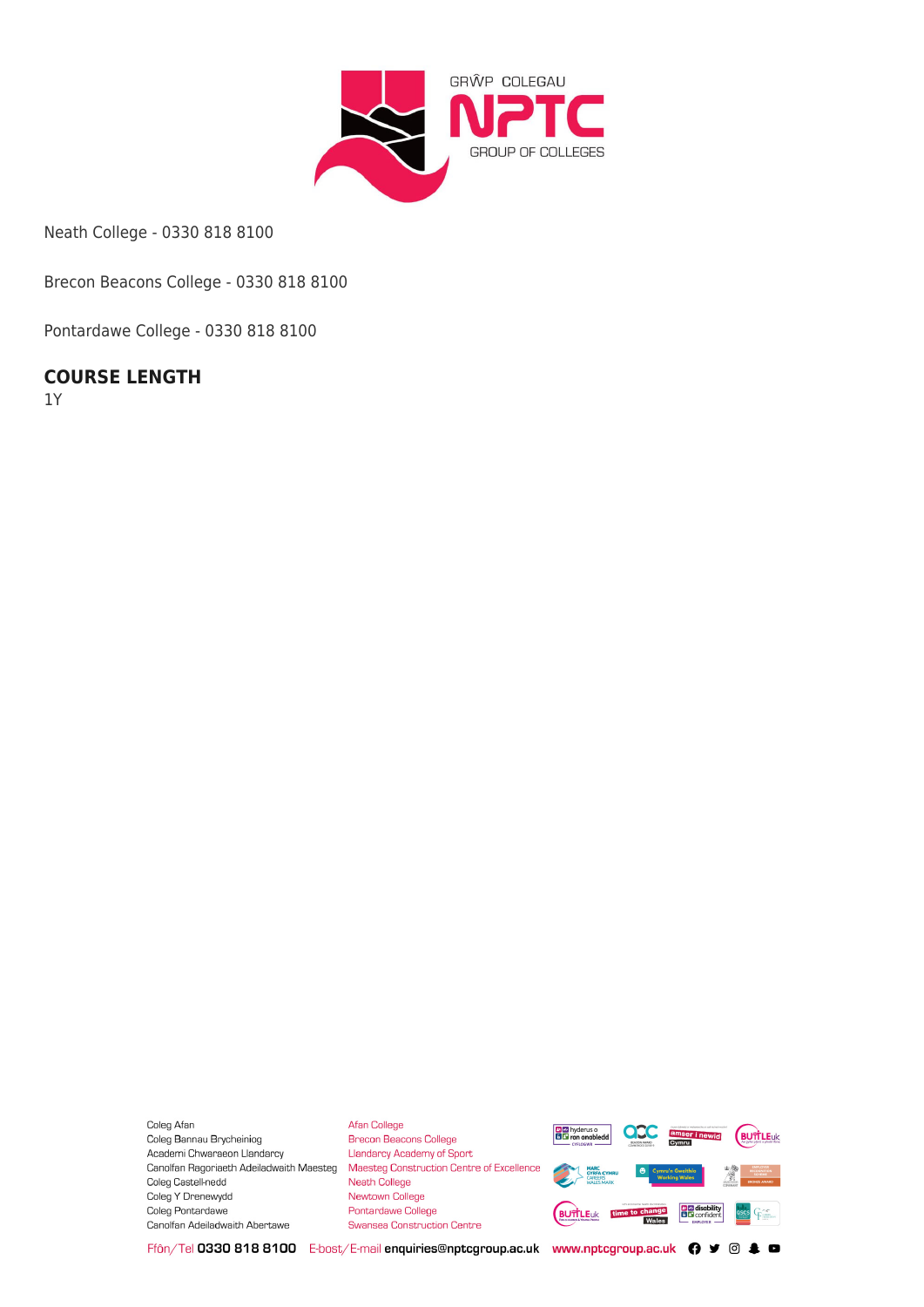Neath College - 0330 818 8100

Brecon Beacons College - 0330 818 8100

Pontardawe College - 0330 818 8100

## COURSE LENGTH

1Y